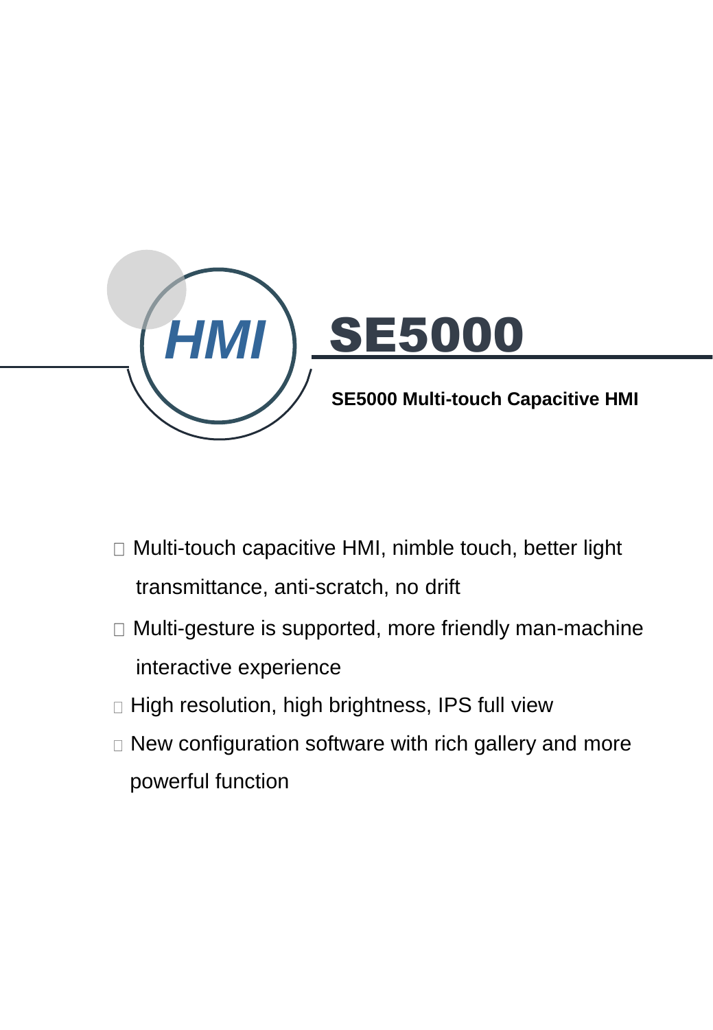HMI

# SE5000

**SE5000 Multi-touch Capacitive HMI**

- Multi-touch capacitive HMI, nimble touch, better light transmittance, anti-scratch, no drift
- Multi-gesture is supported, more friendly man-machine interactive experience
- High resolution, high brightness, IPS full view
- New configuration software with rich gallery and more powerful function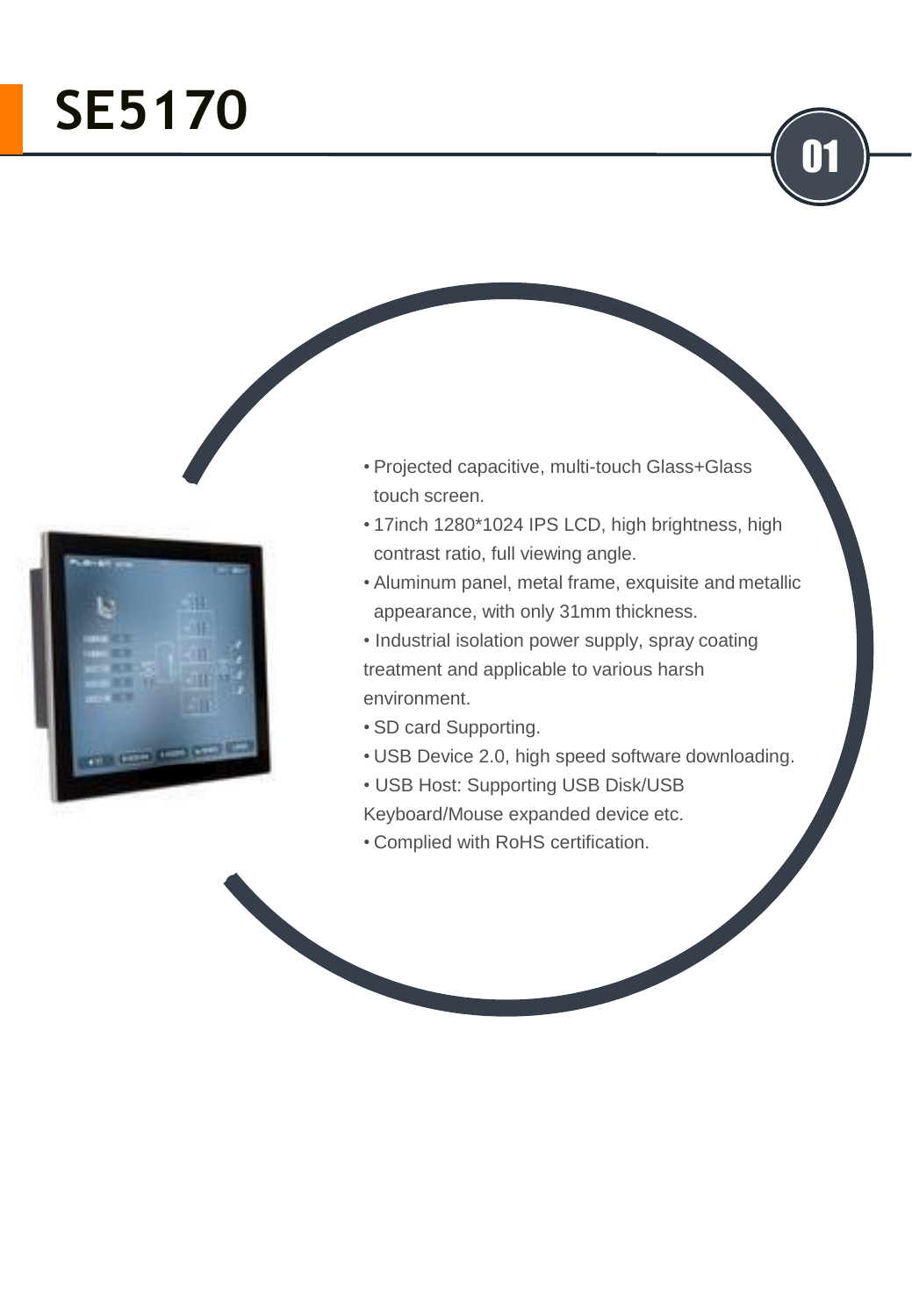# SE5170

01

- Projected capacitive, multi-touch Glass+Glass touch screen.
- 17inch 1280*1024 IPS LCD, high brightness, high contrast ratio, full viewing angle.
- Aluminum panel, metal frame, exquisite and metallic appearance, with only 31mm thickness.
- Industrial isolation power supply, spray coating treatment and applicable to various harsh environment.
- SD card Supporting.
- USB Device 2.0, high speed software downloading.
- USB Host: Supporting USB Disk/USB Keyboard/Mouse expanded device etc.
- Complied with RoHS certification.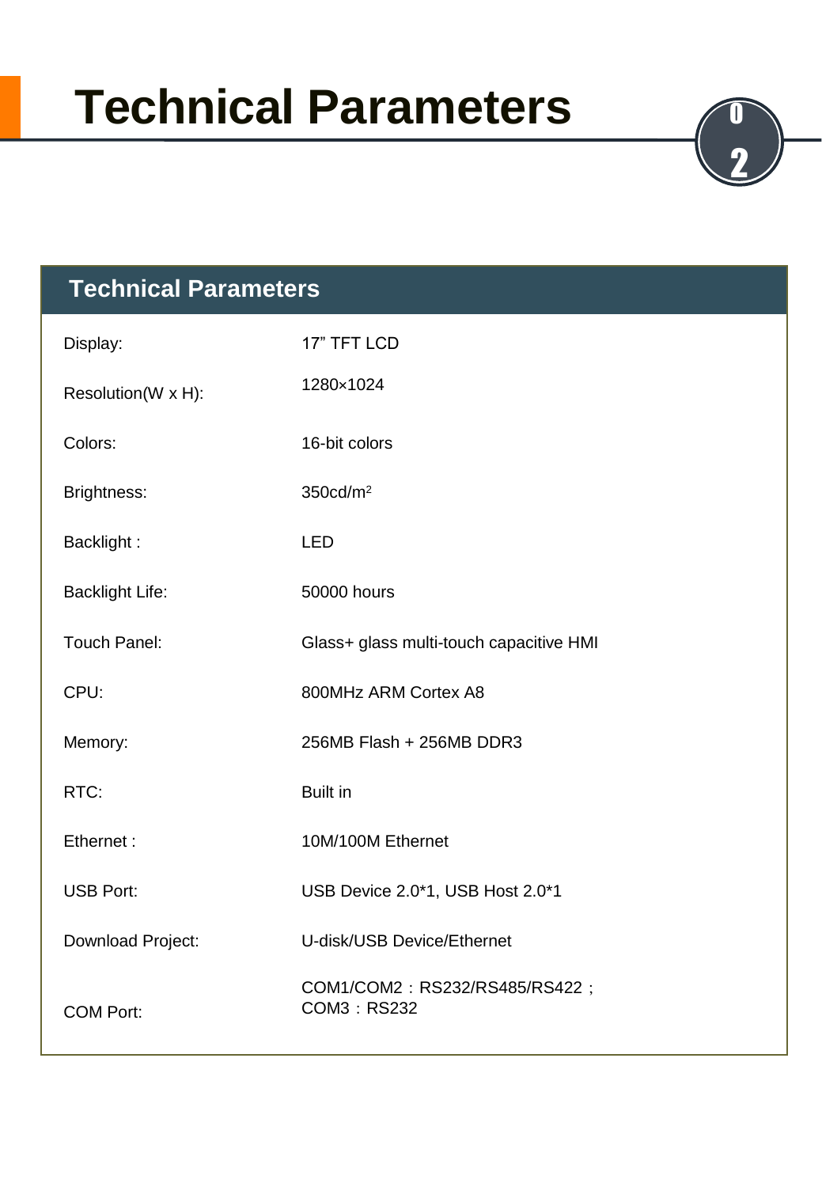# Technical Parameters

| Technical Parameters | |
|---|---|
| Display: | 17” TFT LCD |
| Resolution(W x H): | 1280×1024 |
| Colors: | 16-bit colors |
| Brightness: | 350cd/$m^2$ |
| Backlight : | LED |
| Backlight Life: | 50000 hours |
| Touch Panel: | Glass+ glass multi-touch capacitive HMI |
| CPU: | 800MHz ARM Cortex A8 |
| Memory: | 256MB Flash + 256MB DDR3 |
| RTC: | Built in |
| Ethernet : | 10M/100M Ethernet |
| USB Port: | USB Device 2.0*1, USB Host 2.0*1 |
| Download Project: | U-disk/USB Device/Ethernet |
| COM Port: | COM1/COM2：RS232/RS485/RS422；<br>COM3：RS232 |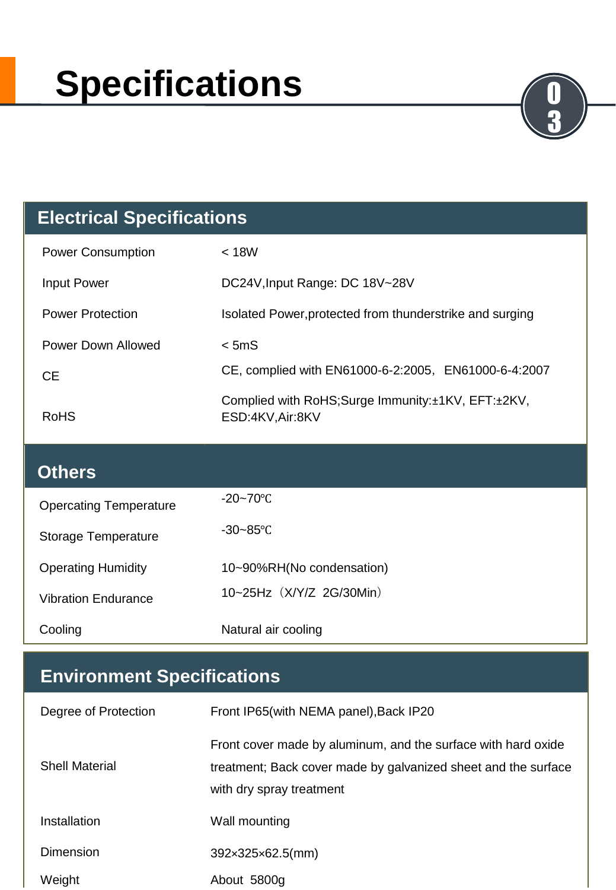# Specifications

## Electrical Specifications

| | |
|---|---|
| Power Consumption | < 18W |
| Input Power | DC24V,Input Range: DC 18V~28V |
| Power Protection | Isolated Power,protected from thunderstrike and surging |
| Power Down Allowed | < 5mS |
| CE | CE, complied with EN61000-6-2:2005，EN61000-6-4:2007 |
| RoHS | Complied with RoHS;Surge Immunity:±1KV, EFT:±2KV, ESD:4KV,Air:8KV |

## Others

| | |
|---|---|
| Opercating Temperature | -20~70℃ |
| Storage Temperature | -30~85℃ |
| Operating Humidity | 10~90%RH(No condensation) |
| Vibration Endurance | 10~25Hz（X/Y/Z 2G/30Min） |
| Cooling | Natural air cooling |

## Environment Specifications

| | |
|---|---|
| Degree of Protection | Front IP65(with NEMA panel),Back IP20 |
| Shell Material | Front cover made by aluminum, and the surface with hard oxide treatment; Back cover made by galvanized sheet and the surface with dry spray treatment |
| Installation | Wall mounting |
| Dimension | 392×325×62.5(mm) |
| Weight | About 5800g |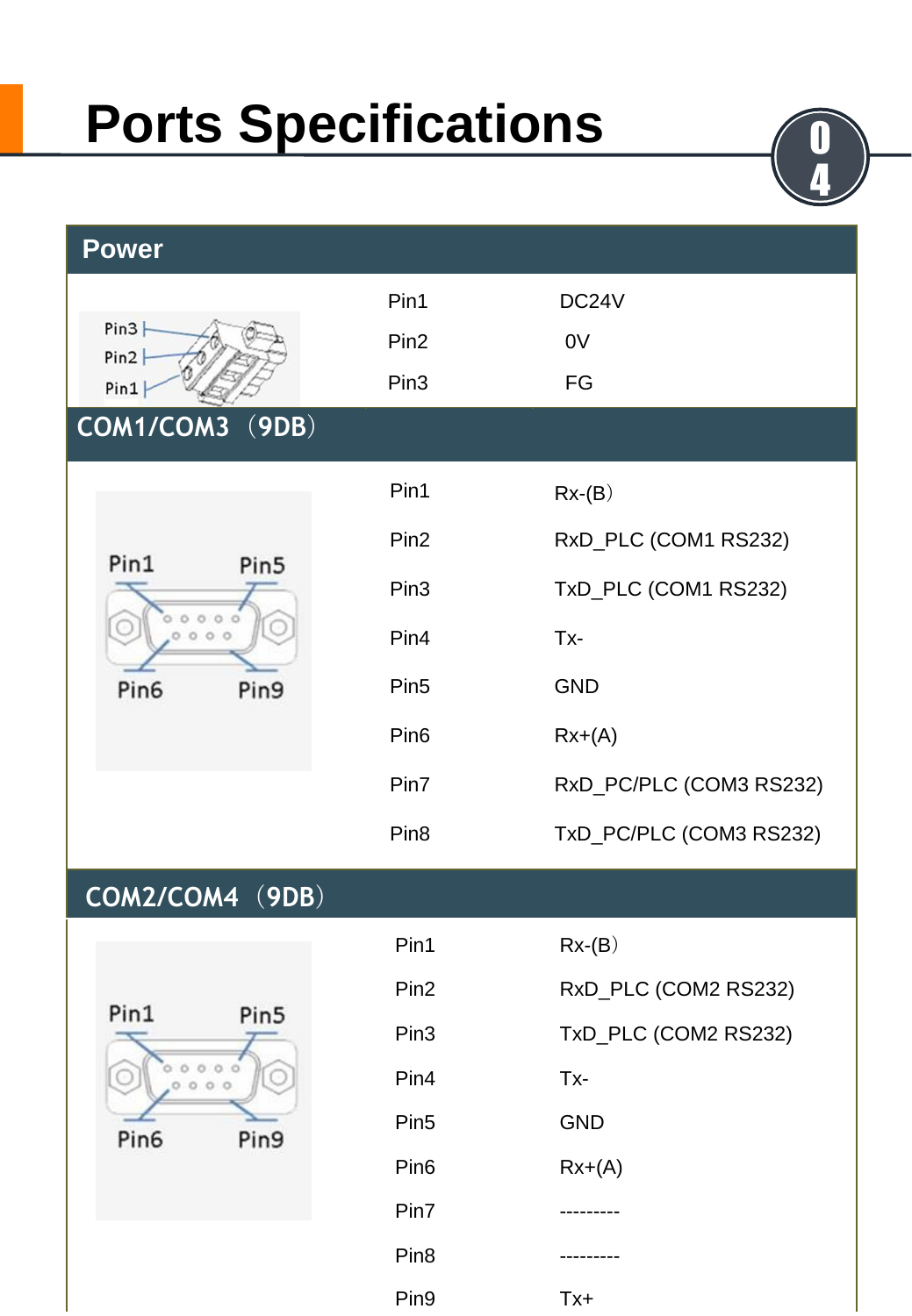# Ports Specifications

## Power

| Pin | Function |
|---|---|
| Pin1 | DC24V |
| Pin2 | 0V |
| Pin3 | FG |

## COM1/COM3（9DB）

| Pin | Function |
|---|---|
| Pin1 | Rx-(B） |
| Pin2 | RxD_PLC (COM1 RS232) |
| Pin3 | TxD_PLC (COM1 RS232) |
| Pin4 | Tx- |
| Pin5 | GND |
| Pin6 | Rx+(A) |
| Pin7 | RxD_PC/PLC (COM3 RS232) |
| Pin8 | TxD_PC/PLC (COM3 RS232) |

## COM2/COM4（9DB）

| Pin | Function |
|---|---|
| Pin1 | Rx-(B） |
| Pin2 | RxD_PLC (COM2 RS232) |
| Pin3 | TxD_PLC (COM2 RS232) |
| Pin4 | Tx- |
| Pin5 | GND |
| Pin6 | Rx+(A) |
| Pin7 | --------- |
| Pin8 | --------- |
| Pin9 | Tx+ |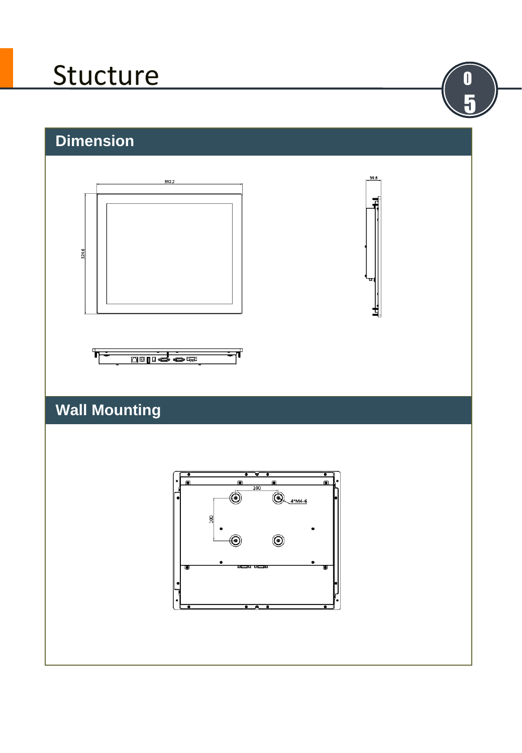# Stucture

## Dimension

392.2

324.6

39.8

## Wall Mounting

100

100

4*M4-6